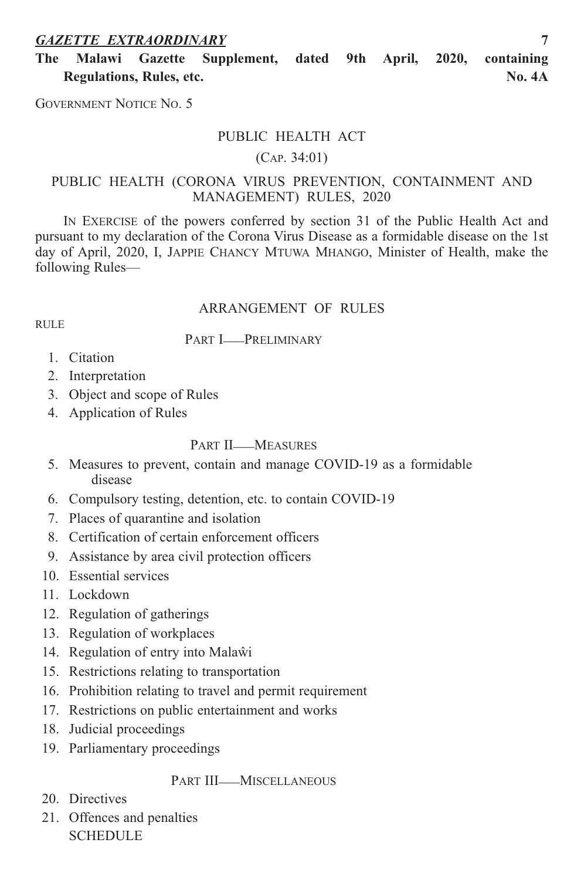***GAZETTE EXTRAORDINARY***

**The Malawi Gazette Supplement, dated 9th April, 2020, containing Regulations, Rules, etc. No. 4A**

GOVERNMENT NOTICE NO. 5

# PUBLIC HEALTH ACT

(CAP. 34:01)

## PUBLIC HEALTH (CORONA VIRUS PREVENTION, CONTAINMENT AND MANAGEMENT) RULES, 2020

IN EXERCISE of the powers conferred by section 31 of the Public Health Act and pursuant to my declaration of the Corona Virus Disease as a formidable disease on the 1st day of April, 2020, I, JAPPIE CHANCY MTUWA MHANGO, Minister of Health, make the following Rules—

### ARRANGEMENT OF RULES

RULE

PART I—PRELIMINARY

1. Citation
2. Interpretation
3. Object and scope of Rules
4. Application of Rules

PART II—MEASURES

5. Measures to prevent, contain and manage COVID-19 as a formidable disease
6. Compulsory testing, detention, etc. to contain COVID-19
7. Places of quarantine and isolation
8. Certification of certain enforcement officers
9. Assistance by area civil protection officers
10. Essential services
11. Lockdown
12. Regulation of gatherings
13. Regulation of workplaces
14. Regulation of entry into Malaŵi
15. Restrictions relating to transportation
16. Prohibition relating to travel and permit requirement
17. Restrictions on public entertainment and works
18. Judicial proceedings
19. Parliamentary proceedings

PART III—MISCELLANEOUS

20. Directives
21. Offences and penalties

SCHEDULE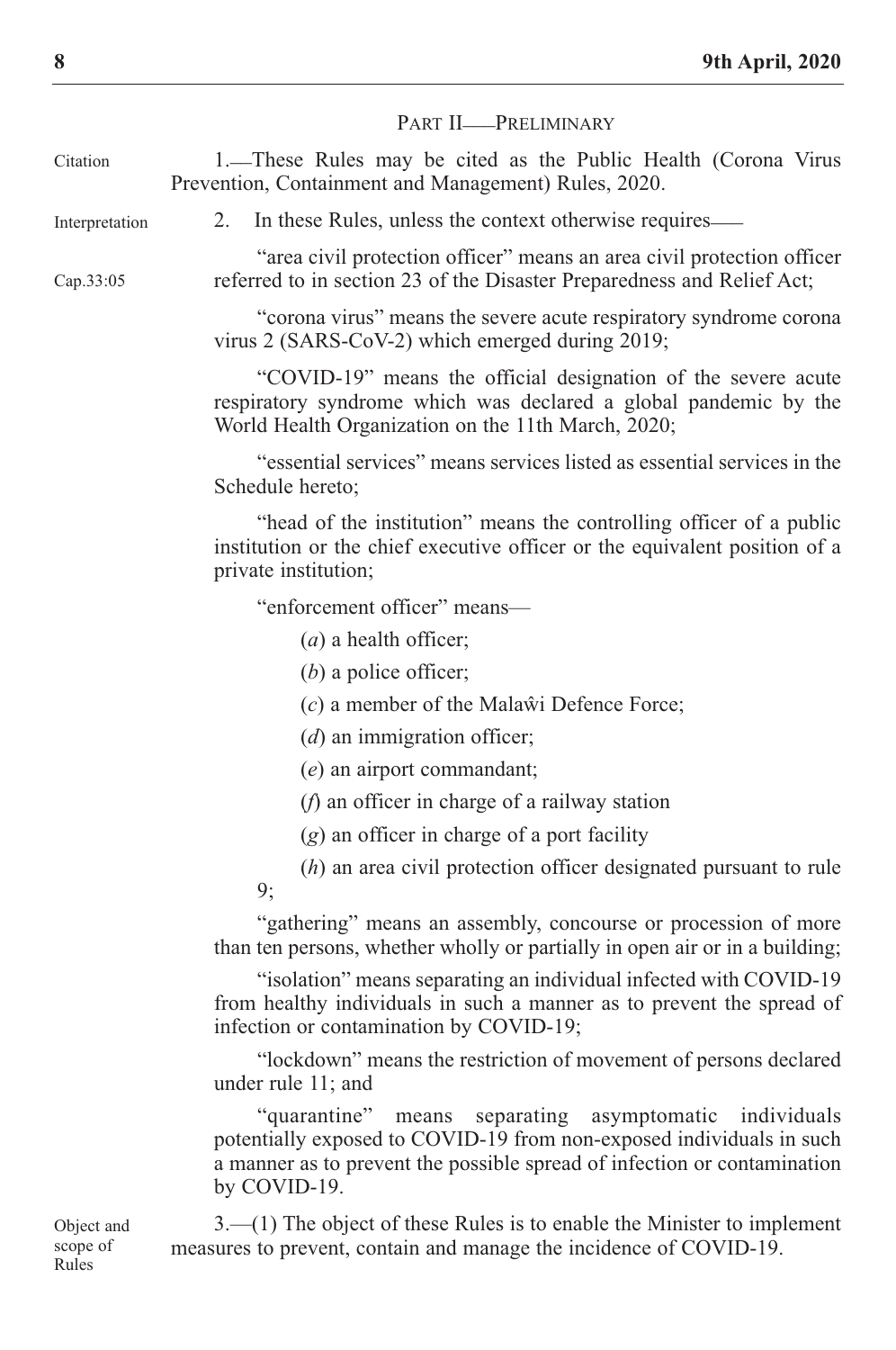## Part II—Preliminary

Citation

1.—These Rules may be cited as the Public Health (Corona Virus Prevention, Containment and Management) Rules, 2020.

Interpretation

2. In these Rules, unless the context otherwise requires—

Cap.33:05

"area civil protection officer" means an area civil protection officer referred to in section 23 of the Disaster Preparedness and Relief Act;

"corona virus" means the severe acute respiratory syndrome corona virus 2 (SARS-CoV-2) which emerged during 2019;

"COVID-19" means the official designation of the severe acute respiratory syndrome which was declared a global pandemic by the World Health Organization on the 11th March, 2020;

"essential services" means services listed as essential services in the Schedule hereto;

"head of the institution" means the controlling officer of a public institution or the chief executive officer or the equivalent position of a private institution;

"enforcement officer" means—

(*a*) a health officer;

(*b*) a police officer;

(*c*) a member of the Malaŵi Defence Force;

(*d*) an immigration officer;

(*e*) an airport commandant;

(*f*) an officer in charge of a railway station

(*g*) an officer in charge of a port facility

(*h*) an area civil protection officer designated pursuant to rule 9;

"gathering" means an assembly, concourse or procession of more than ten persons, whether wholly or partially in open air or in a building;

"isolation" means separating an individual infected with COVID-19 from healthy individuals in such a manner as to prevent the spread of infection or contamination by COVID-19;

"lockdown" means the restriction of movement of persons declared under rule 11; and

"quarantine" means separating asymptomatic individuals potentially exposed to COVID-19 from non-exposed individuals in such a manner as to prevent the possible spread of infection or contamination by COVID-19.

Object and scope of Rules

3.—(1) The object of these Rules is to enable the Minister to implement measures to prevent, contain and manage the incidence of COVID-19.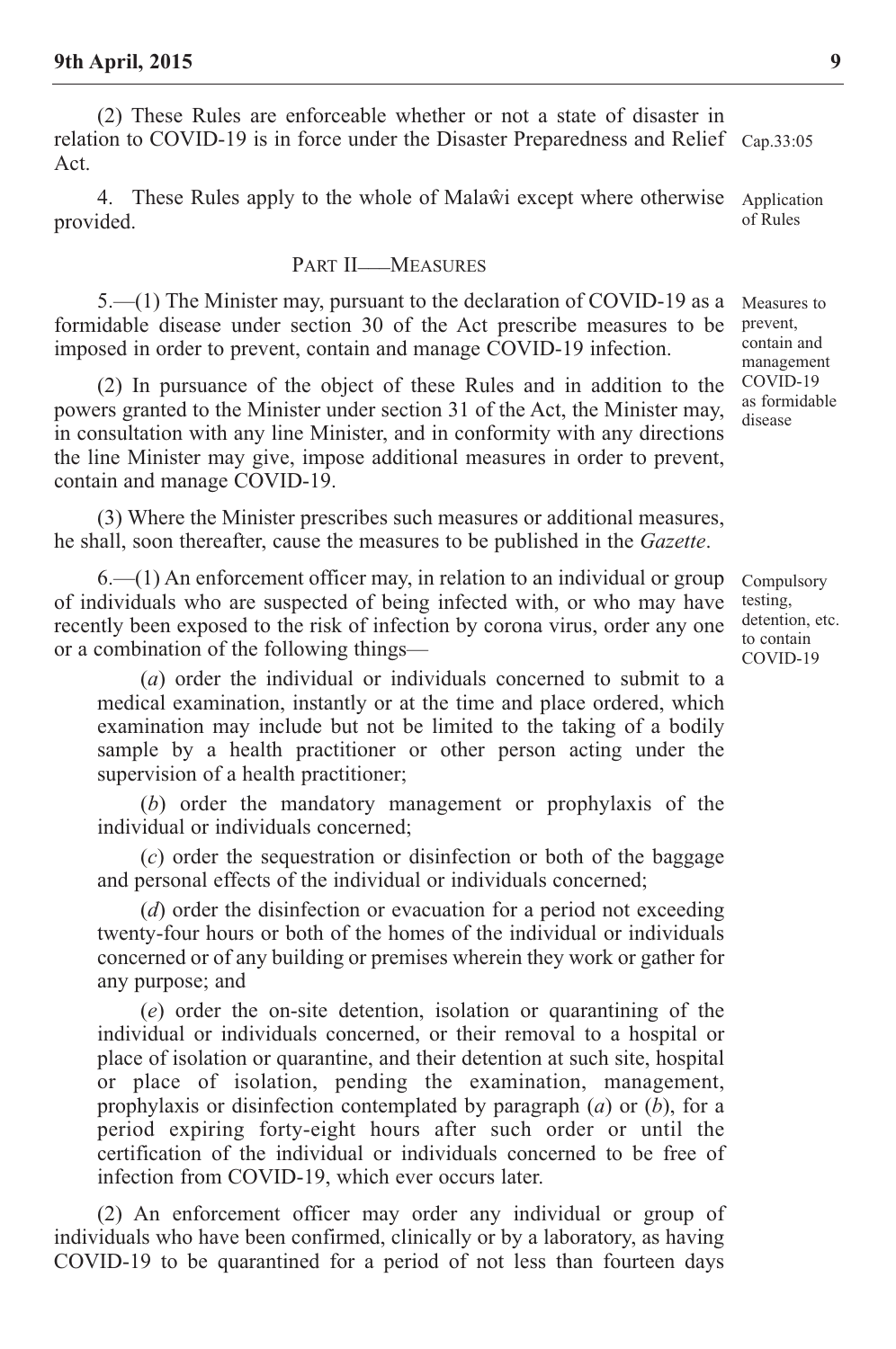(2) These Rules are enforceable whether or not a state of disaster in relation to COVID-19 is in force under the Disaster Preparedness and Relief Act.

Cap.33:05

4. These Rules apply to the whole of Malaŵi except where otherwise provided.

Application of Rules

## PART II—MEASURES

5.—(1) The Minister may, pursuant to the declaration of COVID-19 as a formidable disease under section 30 of the Act prescribe measures to be imposed in order to prevent, contain and manage COVID-19 infection.

Measures to prevent, contain and management COVID-19 as formidable disease

(2) In pursuance of the object of these Rules and in addition to the powers granted to the Minister under section 31 of the Act, the Minister may, in consultation with any line Minister, and in conformity with any directions the line Minister may give, impose additional measures in order to prevent, contain and manage COVID-19.

(3) Where the Minister prescribes such measures or additional measures, he shall, soon thereafter, cause the measures to be published in the *Gazette*.

6.—(1) An enforcement officer may, in relation to an individual or group of individuals who are suspected of being infected with, or who may have recently been exposed to the risk of infection by corona virus, order any one or a combination of the following things—

Compulsory testing, detention, etc. to contain COVID-19

(*a*) order the individual or individuals concerned to submit to a medical examination, instantly or at the time and place ordered, which examination may include but not be limited to the taking of a bodily sample by a health practitioner or other person acting under the supervision of a health practitioner;

(*b*) order the mandatory management or prophylaxis of the individual or individuals concerned;

(*c*) order the sequestration or disinfection or both of the baggage and personal effects of the individual or individuals concerned;

(*d*) order the disinfection or evacuation for a period not exceeding twenty-four hours or both of the homes of the individual or individuals concerned or of any building or premises wherein they work or gather for any purpose; and

(*e*) order the on-site detention, isolation or quarantining of the individual or individuals concerned, or their removal to a hospital or place of isolation or quarantine, and their detention at such site, hospital or place of isolation, pending the examination, management, prophylaxis or disinfection contemplated by paragraph (*a*) or (*b*), for a period expiring forty-eight hours after such order or until the certification of the individual or individuals concerned to be free of infection from COVID-19, which ever occurs later.

(2) An enforcement officer may order any individual or group of individuals who have been confirmed, clinically or by a laboratory, as having COVID-19 to be quarantined for a period of not less than fourteen days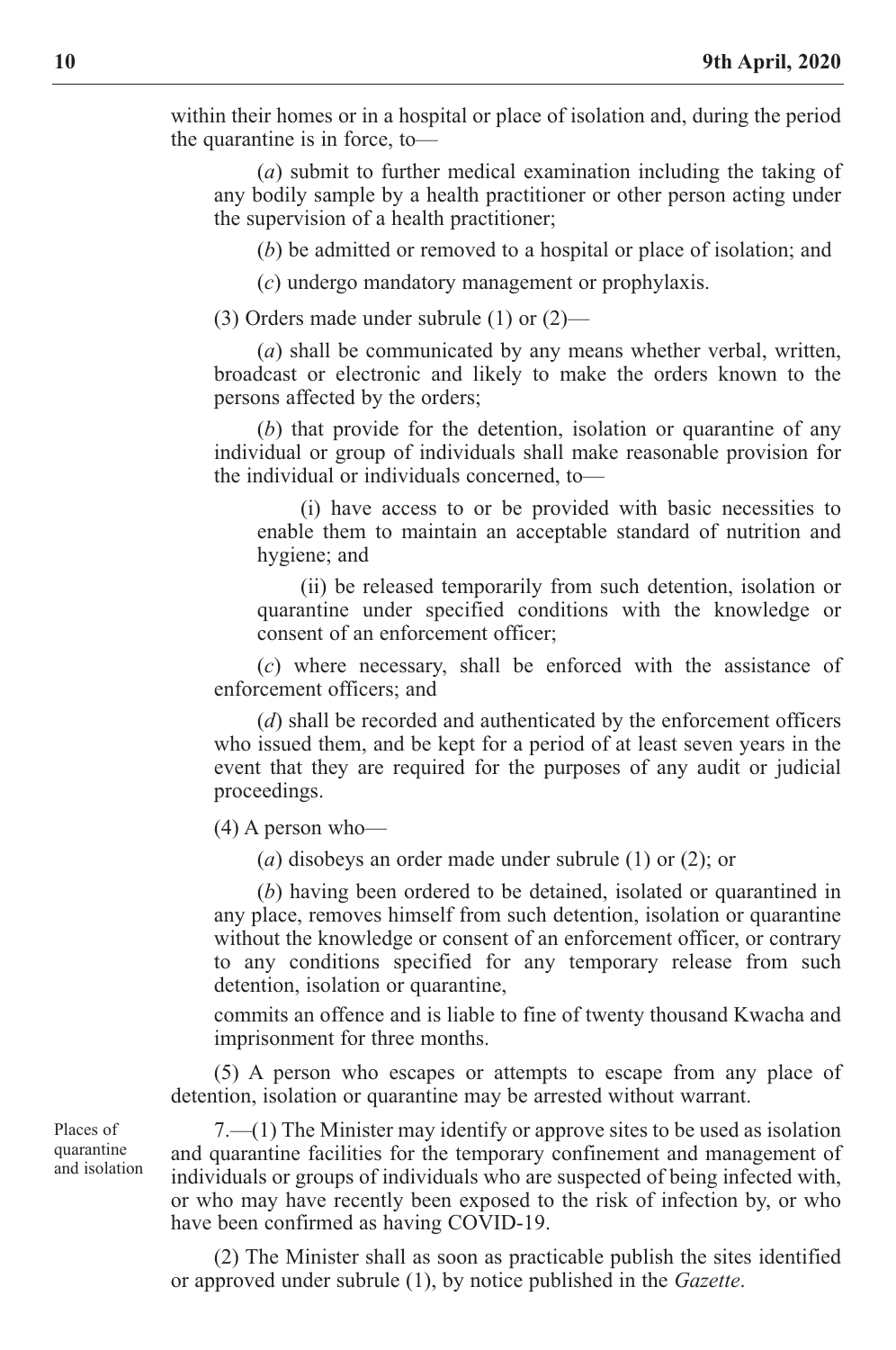within their homes or in a hospital or place of isolation and, during the period the quarantine is in force, to—

(*a*) submit to further medical examination including the taking of any bodily sample by a health practitioner or other person acting under the supervision of a health practitioner;

(*b*) be admitted or removed to a hospital or place of isolation; and

(*c*) undergo mandatory management or prophylaxis.

(3) Orders made under subrule (1) or (2)—

(*a*) shall be communicated by any means whether verbal, written, broadcast or electronic and likely to make the orders known to the persons affected by the orders;

(*b*) that provide for the detention, isolation or quarantine of any individual or group of individuals shall make reasonable provision for the individual or individuals concerned, to—

(i) have access to or be provided with basic necessities to enable them to maintain an acceptable standard of nutrition and hygiene; and

(ii) be released temporarily from such detention, isolation or quarantine under specified conditions with the knowledge or consent of an enforcement officer;

(*c*) where necessary, shall be enforced with the assistance of enforcement officers; and

(*d*) shall be recorded and authenticated by the enforcement officers who issued them, and be kept for a period of at least seven years in the event that they are required for the purposes of any audit or judicial proceedings.

(4) A person who—

(*a*) disobeys an order made under subrule (1) or (2); or

(*b*) having been ordered to be detained, isolated or quarantined in any place, removes himself from such detention, isolation or quarantine without the knowledge or consent of an enforcement officer, or contrary to any conditions specified for any temporary release from such detention, isolation or quarantine,

commits an offence and is liable to fine of twenty thousand Kwacha and imprisonment for three months.

(5) A person who escapes or attempts to escape from any place of detention, isolation or quarantine may be arrested without warrant.

Places of quarantine and isolation

7.—(1) The Minister may identify or approve sites to be used as isolation and quarantine facilities for the temporary confinement and management of individuals or groups of individuals who are suspected of being infected with, or who may have recently been exposed to the risk of infection by, or who have been confirmed as having COVID-19.

(2) The Minister shall as soon as practicable publish the sites identified or approved under subrule (1), by notice published in the *Gazette*.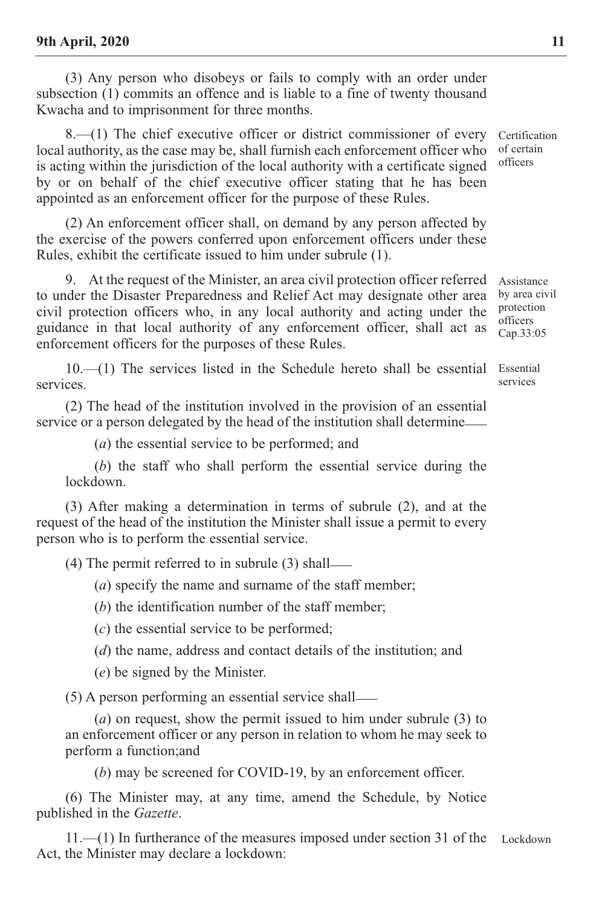(3) Any person who disobeys or fails to comply with an order under subsection (1) commits an offence and is liable to a fine of twenty thousand Kwacha and to imprisonment for three months.

Certification of certain officers

8.—(1) The chief executive officer or district commissioner of every local authority, as the case may be, shall furnish each enforcement officer who is acting within the jurisdiction of the local authority with a certificate signed by or on behalf of the chief executive officer stating that he has been appointed as an enforcement officer for the purpose of these Rules.

(2) An enforcement officer shall, on demand by any person affected by the exercise of the powers conferred upon enforcement officers under these Rules, exhibit the certificate issued to him under subrule (1).

Assistance by area civil protection officers Cap.33:05

9. At the request of the Minister, an area civil protection officer referred to under the Disaster Preparedness and Relief Act may designate other area civil protection officers who, in any local authority and acting under the guidance in that local authority of any enforcement officer, shall act as enforcement officers for the purposes of these Rules.

Essential services

10.—(1) The services listed in the Schedule hereto shall be essential services.

(2) The head of the institution involved in the provision of an essential service or a person delegated by the head of the institution shall determine——

(*a*) the essential service to be performed; and

(*b*) the staff who shall perform the essential service during the lockdown.

(3) After making a determination in terms of subrule (2), and at the request of the head of the institution the Minister shall issue a permit to every person who is to perform the essential service.

(4) The permit referred to in subrule (3) shall——

(*a*) specify the name and surname of the staff member;

(*b*) the identification number of the staff member;

(*c*) the essential service to be performed;

(*d*) the name, address and contact details of the institution; and

(*e*) be signed by the Minister.

(5) A person performing an essential service shall——

(*a*) on request, show the permit issued to him under subrule (3) to an enforcement officer or any person in relation to whom he may seek to perform a function;and

(*b*) may be screened for COVID-19, by an enforcement officer.

(6) The Minister may, at any time, amend the Schedule, by Notice published in the *Gazette*.

Lockdown

11.—(1) In furtherance of the measures imposed under section 31 of the Act, the Minister may declare a lockdown: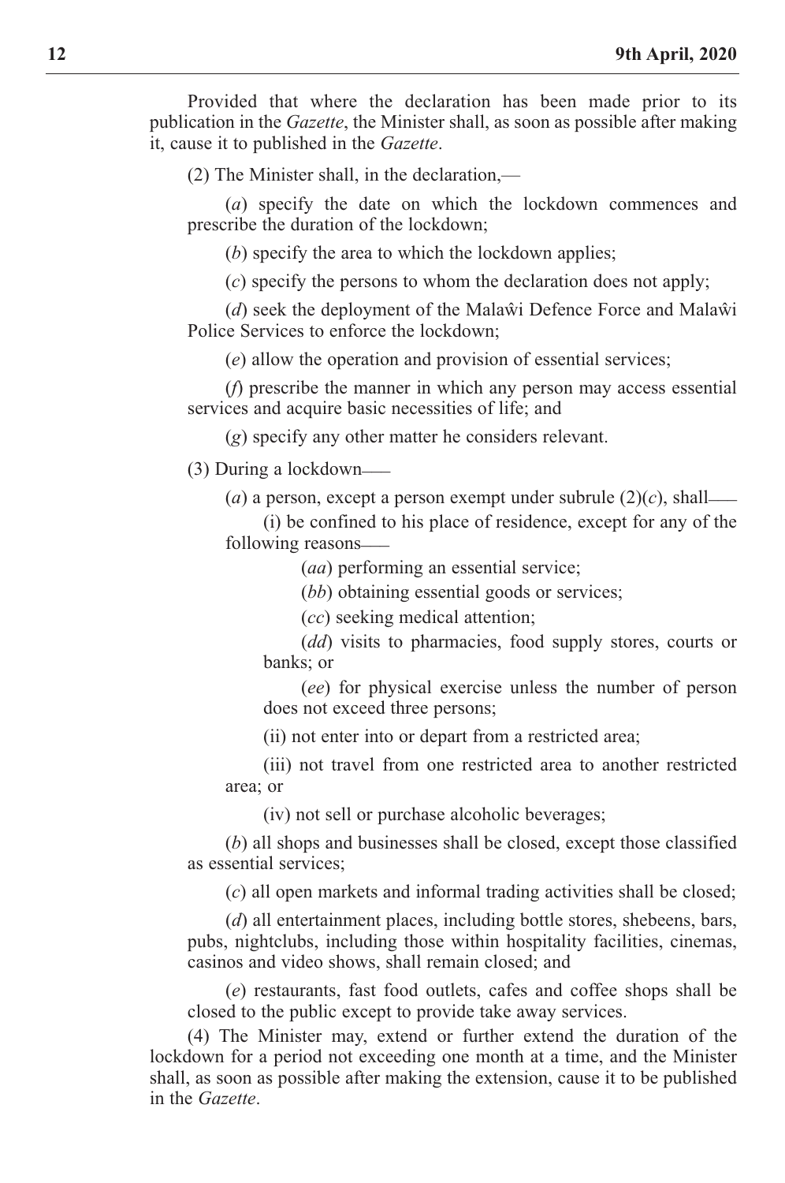Provided that where the declaration has been made prior to its publication in the *Gazette*, the Minister shall, as soon as possible after making it, cause it to published in the *Gazette*.

(2) The Minister shall, in the declaration,—

(*a*) specify the date on which the lockdown commences and prescribe the duration of the lockdown;

(*b*) specify the area to which the lockdown applies;

(*c*) specify the persons to whom the declaration does not apply;

(*d*) seek the deployment of the Malaŵi Defence Force and Malaŵi Police Services to enforce the lockdown;

(*e*) allow the operation and provision of essential services;

(*f*) prescribe the manner in which any person may access essential services and acquire basic necessities of life; and

(*g*) specify any other matter he considers relevant.

(3) During a lockdown——

(*a*) a person, except a person exempt under subrule (2)(*c*), shall——

(i) be confined to his place of residence, except for any of the following reasons——

(*aa*) performing an essential service;

(*bb*) obtaining essential goods or services;

(*cc*) seeking medical attention;

(*dd*) visits to pharmacies, food supply stores, courts or banks; or

(*ee*) for physical exercise unless the number of person does not exceed three persons;

(ii) not enter into or depart from a restricted area;

(iii) not travel from one restricted area to another restricted area; or

(iv) not sell or purchase alcoholic beverages;

(*b*) all shops and businesses shall be closed, except those classified as essential services;

(*c*) all open markets and informal trading activities shall be closed;

(*d*) all entertainment places, including bottle stores, shebeens, bars, pubs, nightclubs, including those within hospitality facilities, cinemas, casinos and video shows, shall remain closed; and

(*e*) restaurants, fast food outlets, cafes and coffee shops shall be closed to the public except to provide take away services.

(4) The Minister may, extend or further extend the duration of the lockdown for a period not exceeding one month at a time, and the Minister shall, as soon as possible after making the extension, cause it to be published in the *Gazette*.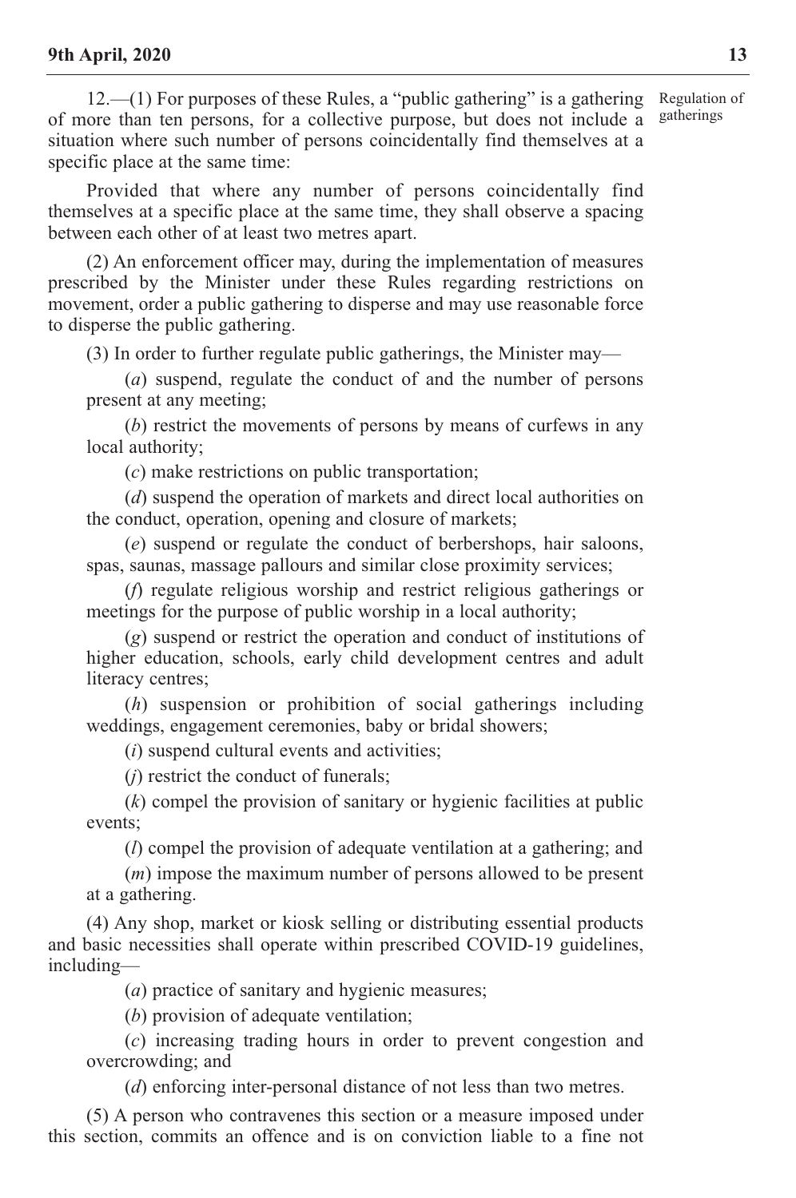12.—(1) For purposes of these Rules, a "public gathering" is a gathering of more than ten persons, for a collective purpose, but does not include a situation where such number of persons coincidentally find themselves at a specific place at the same time:

Regulation of gatherings

Provided that where any number of persons coincidentally find themselves at a specific place at the same time, they shall observe a spacing between each other of at least two metres apart.

(2) An enforcement officer may, during the implementation of measures prescribed by the Minister under these Rules regarding restrictions on movement, order a public gathering to disperse and may use reasonable force to disperse the public gathering.

(3) In order to further regulate public gatherings, the Minister may—

(*a*) suspend, regulate the conduct of and the number of persons present at any meeting;

(*b*) restrict the movements of persons by means of curfews in any local authority;

(*c*) make restrictions on public transportation;

(*d*) suspend the operation of markets and direct local authorities on the conduct, operation, opening and closure of markets;

(*e*) suspend or regulate the conduct of berbershops, hair saloons, spas, saunas, massage pallours and similar close proximity services;

(*f*) regulate religious worship and restrict religious gatherings or meetings for the purpose of public worship in a local authority;

(*g*) suspend or restrict the operation and conduct of institutions of higher education, schools, early child development centres and adult literacy centres;

(*h*) suspension or prohibition of social gatherings including weddings, engagement ceremonies, baby or bridal showers;

(*i*) suspend cultural events and activities;

(*j*) restrict the conduct of funerals;

(*k*) compel the provision of sanitary or hygienic facilities at public events;

(*l*) compel the provision of adequate ventilation at a gathering; and

(*m*) impose the maximum number of persons allowed to be present at a gathering.

(4) Any shop, market or kiosk selling or distributing essential products and basic necessities shall operate within prescribed COVID-19 guidelines, including—

(*a*) practice of sanitary and hygienic measures;

(*b*) provision of adequate ventilation;

(*c*) increasing trading hours in order to prevent congestion and overcrowding; and

(*d*) enforcing inter-personal distance of not less than two metres.

(5) A person who contravenes this section or a measure imposed under this section, commits an offence and is on conviction liable to a fine not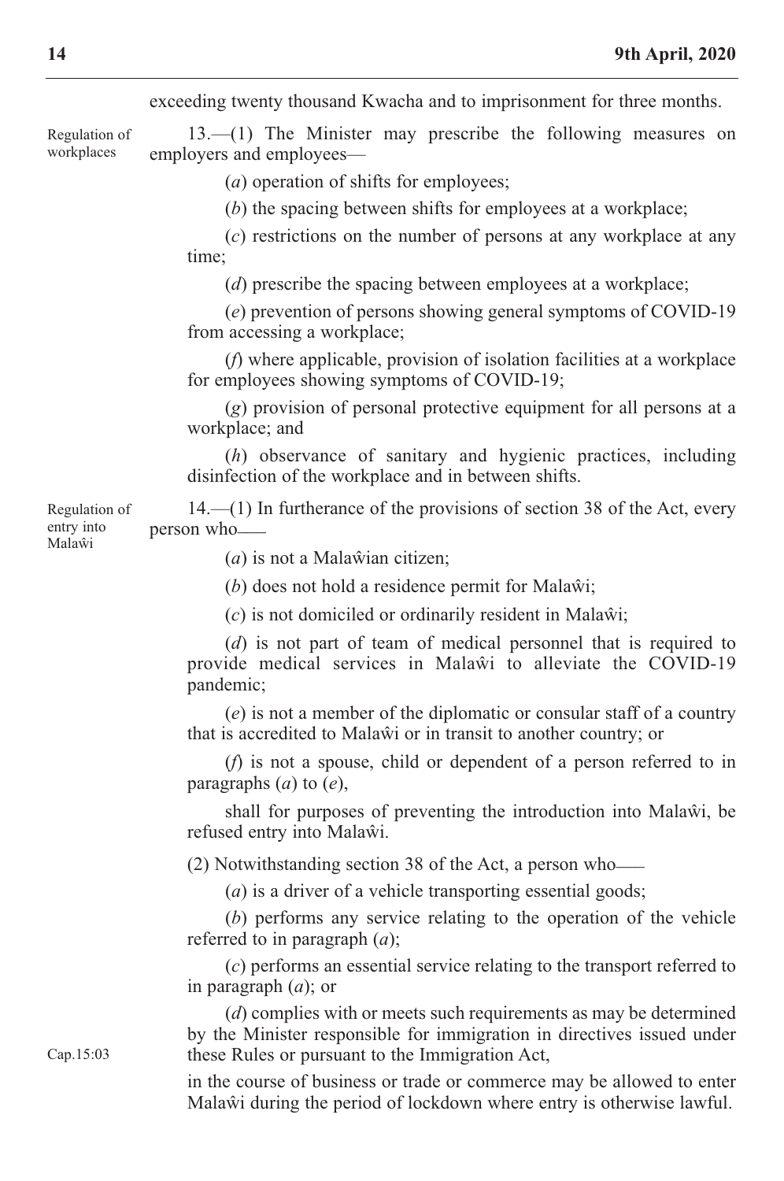exceeding twenty thousand Kwacha and to imprisonment for three months.

Regulation of workplaces

13.—(1) The Minister may prescribe the following measures on employers and employees—

(*a*) operation of shifts for employees;

(*b*) the spacing between shifts for employees at a workplace;

(*c*) restrictions on the number of persons at any workplace at any time;

(*d*) prescribe the spacing between employees at a workplace;

(*e*) prevention of persons showing general symptoms of COVID-19 from accessing a workplace;

(*f*) where applicable, provision of isolation facilities at a workplace for employees showing symptoms of COVID-19;

(*g*) provision of personal protective equipment for all persons at a workplace; and

(*h*) observance of sanitary and hygienic practices, including disinfection of the workplace and in between shifts.

Regulation of entry into Malaŵi

14.—(1) In furtherance of the provisions of section 38 of the Act, every person who——

(*a*) is not a Malaŵian citizen;

(*b*) does not hold a residence permit for Malaŵi;

(*c*) is not domiciled or ordinarily resident in Malaŵi;

(*d*) is not part of team of medical personnel that is required to provide medical services in Malaŵi to alleviate the COVID-19 pandemic;

(*e*) is not a member of the diplomatic or consular staff of a country that is accredited to Malaŵi or in transit to another country; or

(*f*) is not a spouse, child or dependent of a person referred to in paragraphs (*a*) to (*e*),

shall for purposes of preventing the introduction into Malaŵi, be refused entry into Malaŵi.

(2) Notwithstanding section 38 of the Act, a person who——

(*a*) is a driver of a vehicle transporting essential goods;

(*b*) performs any service relating to the operation of the vehicle referred to in paragraph (*a*);

(*c*) performs an essential service relating to the transport referred to in paragraph (*a*); or

(*d*) complies with or meets such requirements as may be determined by the Minister responsible for immigration in directives issued under these Rules or pursuant to the Immigration Act,

Cap.15:03

in the course of business or trade or commerce may be allowed to enter Malaŵi during the period of lockdown where entry is otherwise lawful.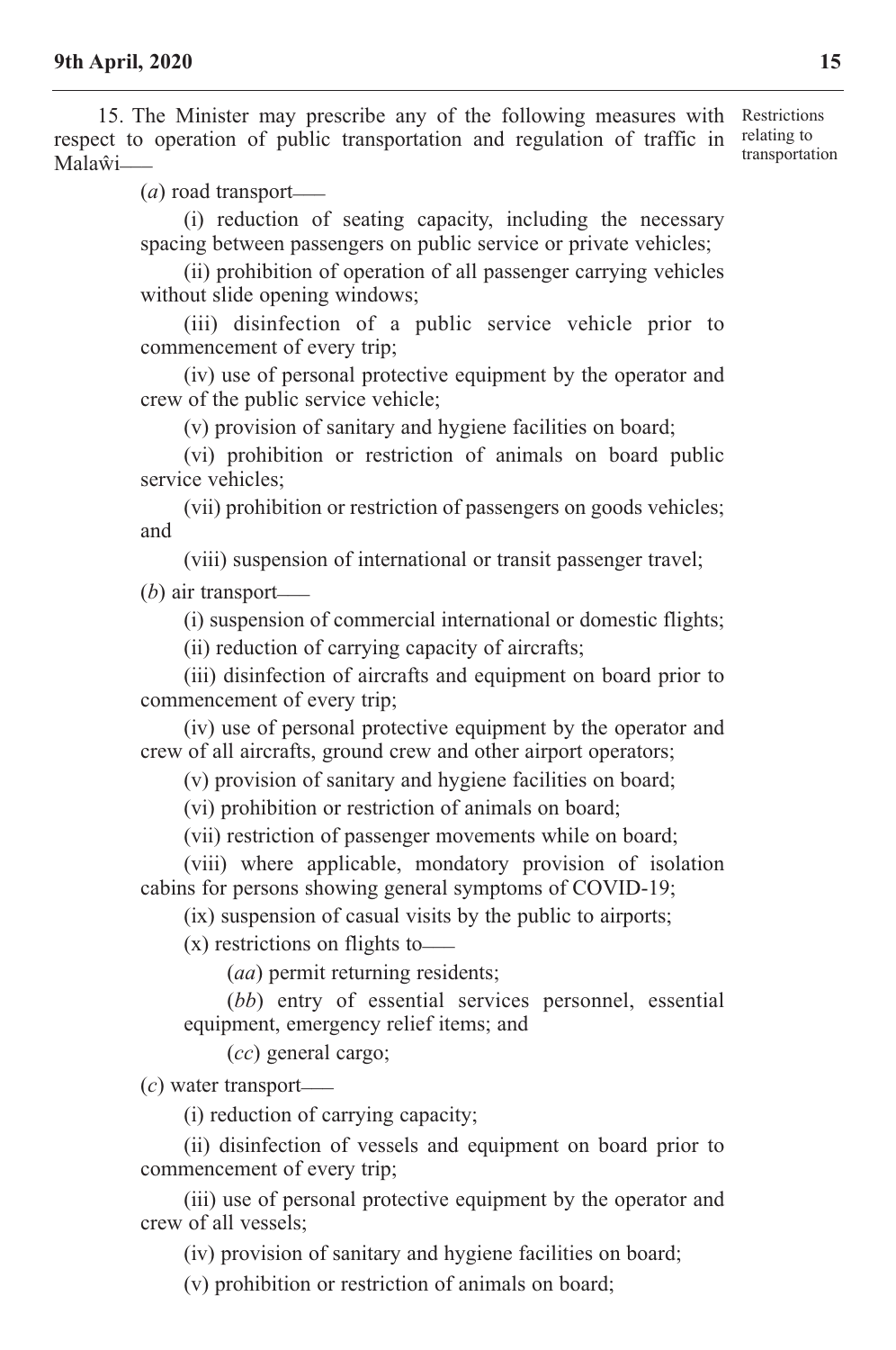15. The Minister may prescribe any of the following measures with respect to operation of public transportation and regulation of traffic in Malaŵi——

Restrictions relating to transportation

(*a*) road transport——

(i) reduction of seating capacity, including the necessary spacing between passengers on public service or private vehicles;

(ii) prohibition of operation of all passenger carrying vehicles without slide opening windows;

(iii) disinfection of a public service vehicle prior to commencement of every trip;

(iv) use of personal protective equipment by the operator and crew of the public service vehicle;

(v) provision of sanitary and hygiene facilities on board;

(vi) prohibition or restriction of animals on board public service vehicles;

(vii) prohibition or restriction of passengers on goods vehicles; and

(viii) suspension of international or transit passenger travel;

(*b*) air transport——

(i) suspension of commercial international or domestic flights;

(ii) reduction of carrying capacity of aircrafts;

(iii) disinfection of aircrafts and equipment on board prior to commencement of every trip;

(iv) use of personal protective equipment by the operator and crew of all aircrafts, ground crew and other airport operators;

(v) provision of sanitary and hygiene facilities on board;

(vi) prohibition or restriction of animals on board;

(vii) restriction of passenger movements while on board;

(viii) where applicable, mondatory provision of isolation cabins for persons showing general symptoms of COVID-19;

(ix) suspension of casual visits by the public to airports;

(x) restrictions on flights to——

(*aa*) permit returning residents;

(*bb*) entry of essential services personnel, essential equipment, emergency relief items; and

(*cc*) general cargo;

(*c*) water transport——

(i) reduction of carrying capacity;

(ii) disinfection of vessels and equipment on board prior to commencement of every trip;

(iii) use of personal protective equipment by the operator and crew of all vessels;

(iv) provision of sanitary and hygiene facilities on board;

(v) prohibition or restriction of animals on board;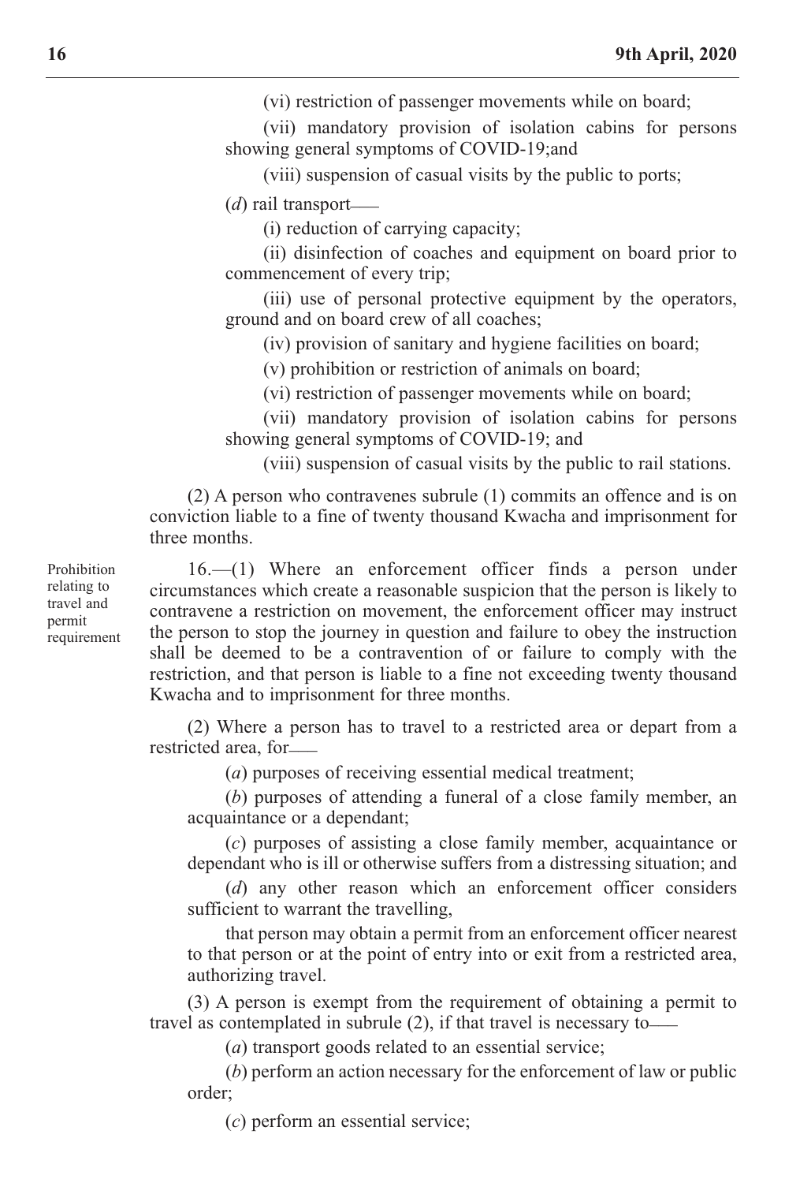(vi) restriction of passenger movements while on board;

(vii) mandatory provision of isolation cabins for persons showing general symptoms of COVID-19;and

(viii) suspension of casual visits by the public to ports;

(*d*) rail transport——

(i) reduction of carrying capacity;

(ii) disinfection of coaches and equipment on board prior to commencement of every trip;

(iii) use of personal protective equipment by the operators, ground and on board crew of all coaches;

(iv) provision of sanitary and hygiene facilities on board;

(v) prohibition or restriction of animals on board;

(vi) restriction of passenger movements while on board;

(vii) mandatory provision of isolation cabins for persons showing general symptoms of COVID-19; and

(viii) suspension of casual visits by the public to rail stations.

(2) A person who contravenes subrule (1) commits an offence and is on conviction liable to a fine of twenty thousand Kwacha and imprisonment for three months.

*Prohibition relating to travel and permit requirement*

16.—(1) Where an enforcement officer finds a person under circumstances which create a reasonable suspicion that the person is likely to contravene a restriction on movement, the enforcement officer may instruct the person to stop the journey in question and failure to obey the instruction shall be deemed to be a contravention of or failure to comply with the restriction, and that person is liable to a fine not exceeding twenty thousand Kwacha and to imprisonment for three months.

(2) Where a person has to travel to a restricted area or depart from a restricted area, for——

(*a*) purposes of receiving essential medical treatment;

(*b*) purposes of attending a funeral of a close family member, an acquaintance or a dependant;

(*c*) purposes of assisting a close family member, acquaintance or dependant who is ill or otherwise suffers from a distressing situation; and

(*d*) any other reason which an enforcement officer considers sufficient to warrant the travelling,

that person may obtain a permit from an enforcement officer nearest to that person or at the point of entry into or exit from a restricted area, authorizing travel.

(3) A person is exempt from the requirement of obtaining a permit to travel as contemplated in subrule (2), if that travel is necessary to——

(*a*) transport goods related to an essential service;

(*b*) perform an action necessary for the enforcement of law or public order;

(*c*) perform an essential service;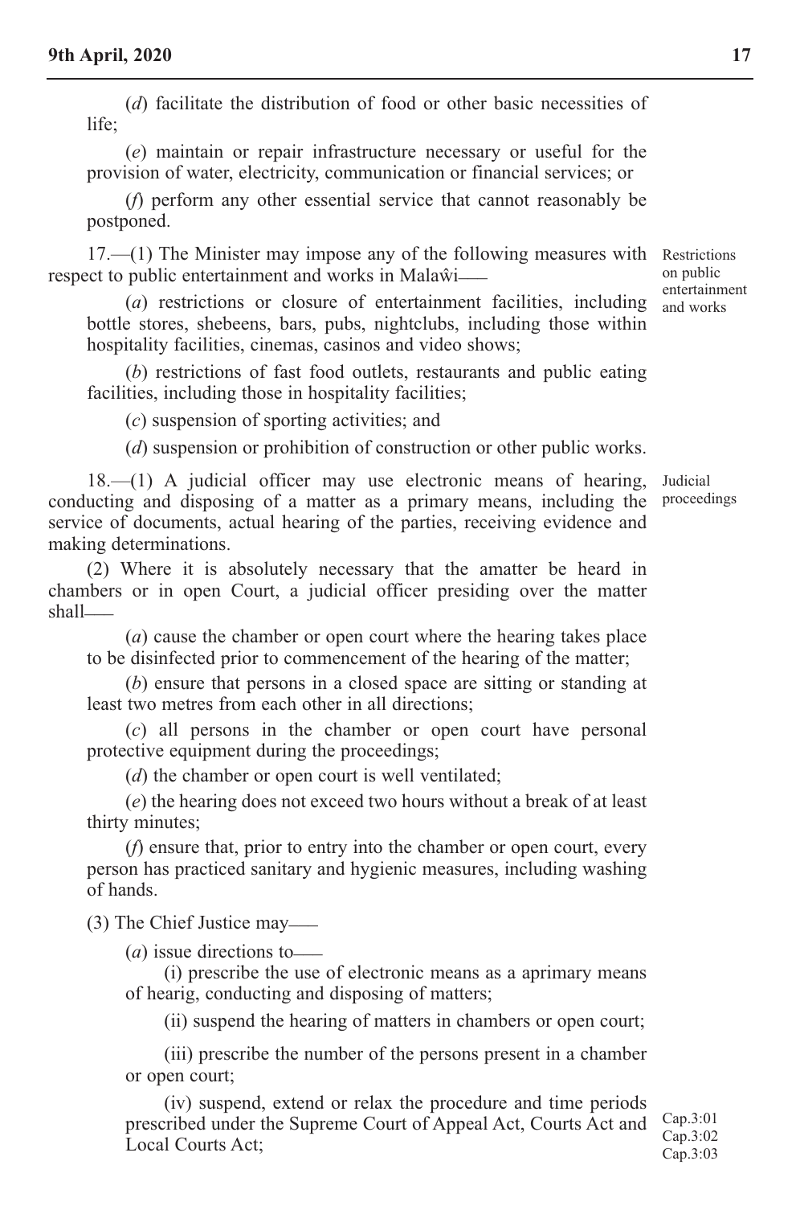(*d*) facilitate the distribution of food or other basic necessities of life;

(*e*) maintain or repair infrastructure necessary or useful for the provision of water, electricity, communication or financial services; or

(*f*) perform any other essential service that cannot reasonably be postponed.

Restrictions on public entertainment and works

17.—(1) The Minister may impose any of the following measures with respect to public entertainment and works in Malaŵi——

(*a*) restrictions or closure of entertainment facilities, including bottle stores, shebeens, bars, pubs, nightclubs, including those within hospitality facilities, cinemas, casinos and video shows;

(*b*) restrictions of fast food outlets, restaurants and public eating facilities, including those in hospitality facilities;

(*c*) suspension of sporting activities; and

(*d*) suspension or prohibition of construction or other public works.

Judicial proceedings

18.—(1) A judicial officer may use electronic means of hearing, conducting and disposing of a matter as a primary means, including the service of documents, actual hearing of the parties, receiving evidence and making determinations.

(2) Where it is absolutely necessary that the amatter be heard in chambers or in open Court, a judicial officer presiding over the matter shall——

(*a*) cause the chamber or open court where the hearing takes place to be disinfected prior to commencement of the hearing of the matter;

(*b*) ensure that persons in a closed space are sitting or standing at least two metres from each other in all directions;

(*c*) all persons in the chamber or open court have personal protective equipment during the proceedings;

(*d*) the chamber or open court is well ventilated;

(*e*) the hearing does not exceed two hours without a break of at least thirty minutes;

(*f*) ensure that, prior to entry into the chamber or open court, every person has practiced sanitary and hygienic measures, including washing of hands.

(3) The Chief Justice may——

(*a*) issue directions to——

(i) prescribe the use of electronic means as a aprimary means of hearig, conducting and disposing of matters;

(ii) suspend the hearing of matters in chambers or open court;

(iii) prescribe the number of the persons present in a chamber or open court;

(iv) suspend, extend or relax the procedure and time periods prescribed under the Supreme Court of Appeal Act, Courts Act and Local Courts Act;

Cap.3:01
Cap.3:02
Cap.3:03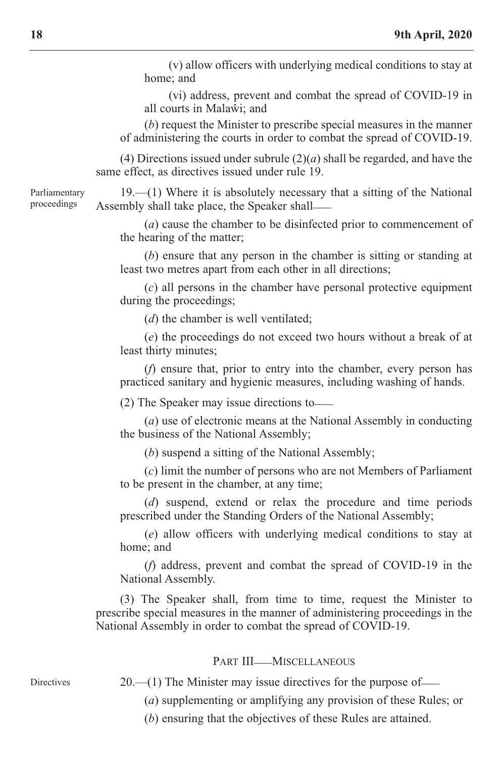(v) allow officers with underlying medical conditions to stay at home; and

(vi) address, prevent and combat the spread of COVID-19 in all courts in Malaŵi; and

(*b*) request the Minister to prescribe special measures in the manner of administering the courts in order to combat the spread of COVID-19.

(4) Directions issued under subrule (2)(*a*) shall be regarded, and have the same effect, as directives issued under rule 19.

Parliamentary proceedings

19.—(1) Where it is absolutely necessary that a sitting of the National Assembly shall take place, the Speaker shall—

(*a*) cause the chamber to be disinfected prior to commencement of the hearing of the matter;

(*b*) ensure that any person in the chamber is sitting or standing at least two metres apart from each other in all directions;

(*c*) all persons in the chamber have personal protective equipment during the proceedings;

(*d*) the chamber is well ventilated;

(*e*) the proceedings do not exceed two hours without a break of at least thirty minutes;

(*f*) ensure that, prior to entry into the chamber, every person has practiced sanitary and hygienic measures, including washing of hands.

(2) The Speaker may issue directions to—

(*a*) use of electronic means at the National Assembly in conducting the business of the National Assembly;

(*b*) suspend a sitting of the National Assembly;

(*c*) limit the number of persons who are not Members of Parliament to be present in the chamber, at any time;

(*d*) suspend, extend or relax the procedure and time periods prescribed under the Standing Orders of the National Assembly;

(*e*) allow officers with underlying medical conditions to stay at home; and

(*f*) address, prevent and combat the spread of COVID-19 in the National Assembly.

(3) The Speaker shall, from time to time, request the Minister to prescribe special measures in the manner of administering proceedings in the National Assembly in order to combat the spread of COVID-19.

## PART III—MISCELLANEOUS

Directives

20.—(1) The Minister may issue directives for the purpose of—

(*a*) supplementing or amplifying any provision of these Rules; or

(*b*) ensuring that the objectives of these Rules are attained.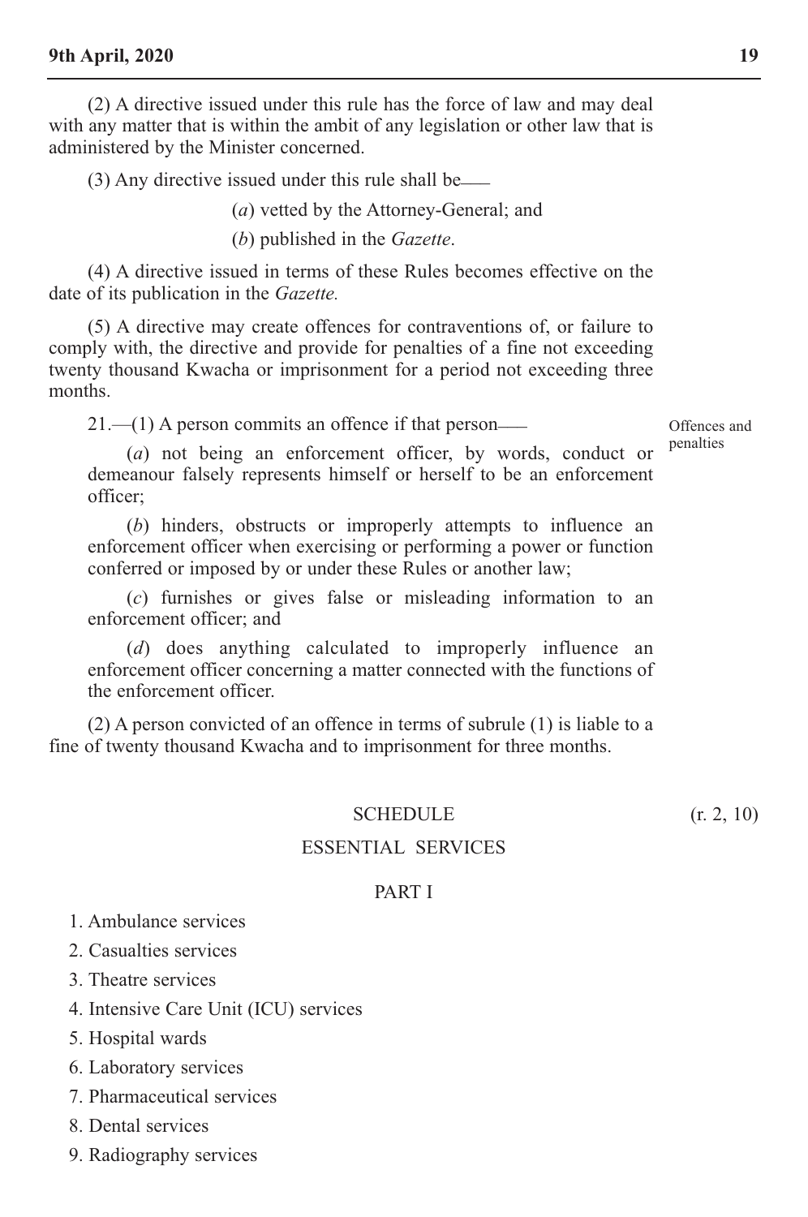(2) A directive issued under this rule has the force of law and may deal with any matter that is within the ambit of any legislation or other law that is administered by the Minister concerned.

(3) Any directive issued under this rule shall be——

(*a*) vetted by the Attorney-General; and

(*b*) published in the *Gazette*.

(4) A directive issued in terms of these Rules becomes effective on the date of its publication in the *Gazette.*

(5) A directive may create offences for contraventions of, or failure to comply with, the directive and provide for penalties of a fine not exceeding twenty thousand Kwacha or imprisonment for a period not exceeding three months.

Offences and penalties

21.—(1) A person commits an offence if that person——

(*a*) not being an enforcement officer, by words, conduct or demeanour falsely represents himself or herself to be an enforcement officer;

(*b*) hinders, obstructs or improperly attempts to influence an enforcement officer when exercising or performing a power or function conferred or imposed by or under these Rules or another law;

(*c*) furnishes or gives false or misleading information to an enforcement officer; and

(*d*) does anything calculated to improperly influence an enforcement officer concerning a matter connected with the functions of the enforcement officer.

(2) A person convicted of an offence in terms of subrule (1) is liable to a fine of twenty thousand Kwacha and to imprisonment for three months.

## SCHEDULE

(r. 2, 10)

## ESSENTIAL SERVICES

### PART I

1. Ambulance services
2. Casualties services
3. Theatre services
4. Intensive Care Unit (ICU) services
5. Hospital wards
6. Laboratory services
7. Pharmaceutical services
8. Dental services
9. Radiography services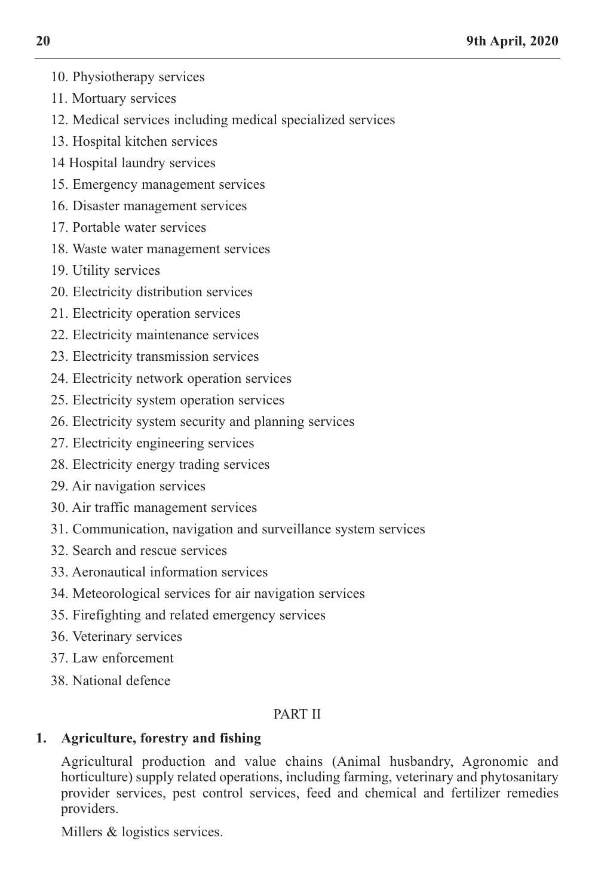10. Physiotherapy services
11. Mortuary services
12. Medical services including medical specialized services
13. Hospital kitchen services
14 Hospital laundry services
15. Emergency management services
16. Disaster management services
17. Portable water services
18. Waste water management services
19. Utility services
20. Electricity distribution services
21. Electricity operation services
22. Electricity maintenance services
23. Electricity transmission services
24. Electricity network operation services
25. Electricity system operation services
26. Electricity system security and planning services
27. Electricity engineering services
28. Electricity energy trading services
29. Air navigation services
30. Air traffic management services
31. Communication, navigation and surveillance system services
32. Search and rescue services
33. Aeronautical information services
34. Meteorological services for air navigation services
35. Firefighting and related emergency services
36. Veterinary services
37. Law enforcement
38. National defence

PART II

**1. Agriculture, forestry and fishing**

Agricultural production and value chains (Animal husbandry, Agronomic and horticulture) supply related operations, including farming, veterinary and phytosanitary provider services, pest control services, feed and chemical and fertilizer remedies providers.

Millers & logistics services.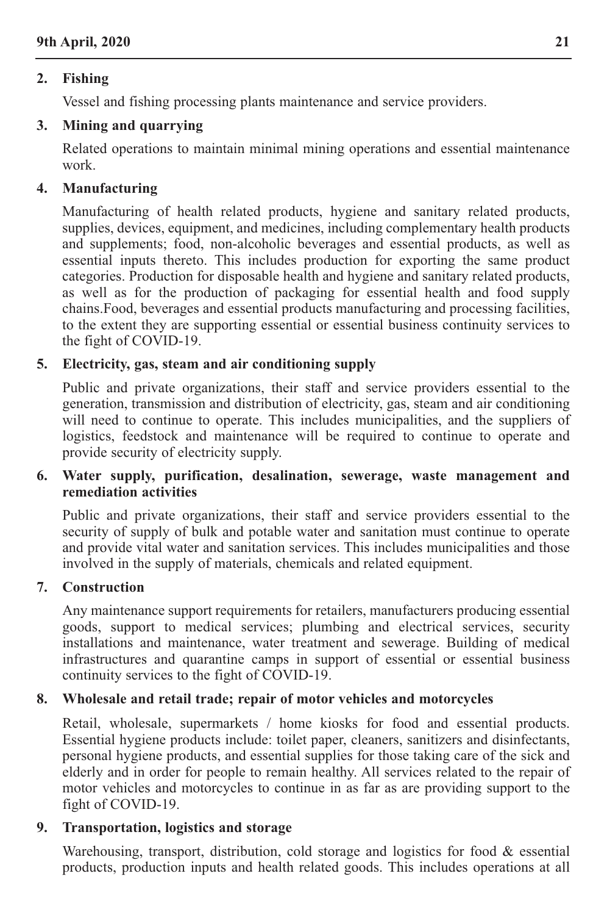**2. Fishing**

Vessel and fishing processing plants maintenance and service providers.

**3. Mining and quarrying**

Related operations to maintain minimal mining operations and essential maintenance work.

**4. Manufacturing**

Manufacturing of health related products, hygiene and sanitary related products, supplies, devices, equipment, and medicines, including complementary health products and supplements; food, non-alcoholic beverages and essential products, as well as essential inputs thereto. This includes production for exporting the same product categories. Production for disposable health and hygiene and sanitary related products, as well as for the production of packaging for essential health and food supply chains.Food, beverages and essential products manufacturing and processing facilities, to the extent they are supporting essential or essential business continuity services to the fight of COVID-19.

**5. Electricity, gas, steam and air conditioning supply**

Public and private organizations, their staff and service providers essential to the generation, transmission and distribution of electricity, gas, steam and air conditioning will need to continue to operate. This includes municipalities, and the suppliers of logistics, feedstock and maintenance will be required to continue to operate and provide security of electricity supply.

**6. Water supply, purification, desalination, sewerage, waste management and remediation activities**

Public and private organizations, their staff and service providers essential to the security of supply of bulk and potable water and sanitation must continue to operate and provide vital water and sanitation services. This includes municipalities and those involved in the supply of materials, chemicals and related equipment.

**7. Construction**

Any maintenance support requirements for retailers, manufacturers producing essential goods, support to medical services; plumbing and electrical services, security installations and maintenance, water treatment and sewerage. Building of medical infrastructures and quarantine camps in support of essential or essential business continuity services to the fight of COVID-19.

**8. Wholesale and retail trade; repair of motor vehicles and motorcycles**

Retail, wholesale, supermarkets / home kiosks for food and essential products. Essential hygiene products include: toilet paper, cleaners, sanitizers and disinfectants, personal hygiene products, and essential supplies for those taking care of the sick and elderly and in order for people to remain healthy. All services related to the repair of motor vehicles and motorcycles to continue in as far as are providing support to the fight of COVID-19.

**9. Transportation, logistics and storage**

Warehousing, transport, distribution, cold storage and logistics for food & essential products, production inputs and health related goods. This includes operations at all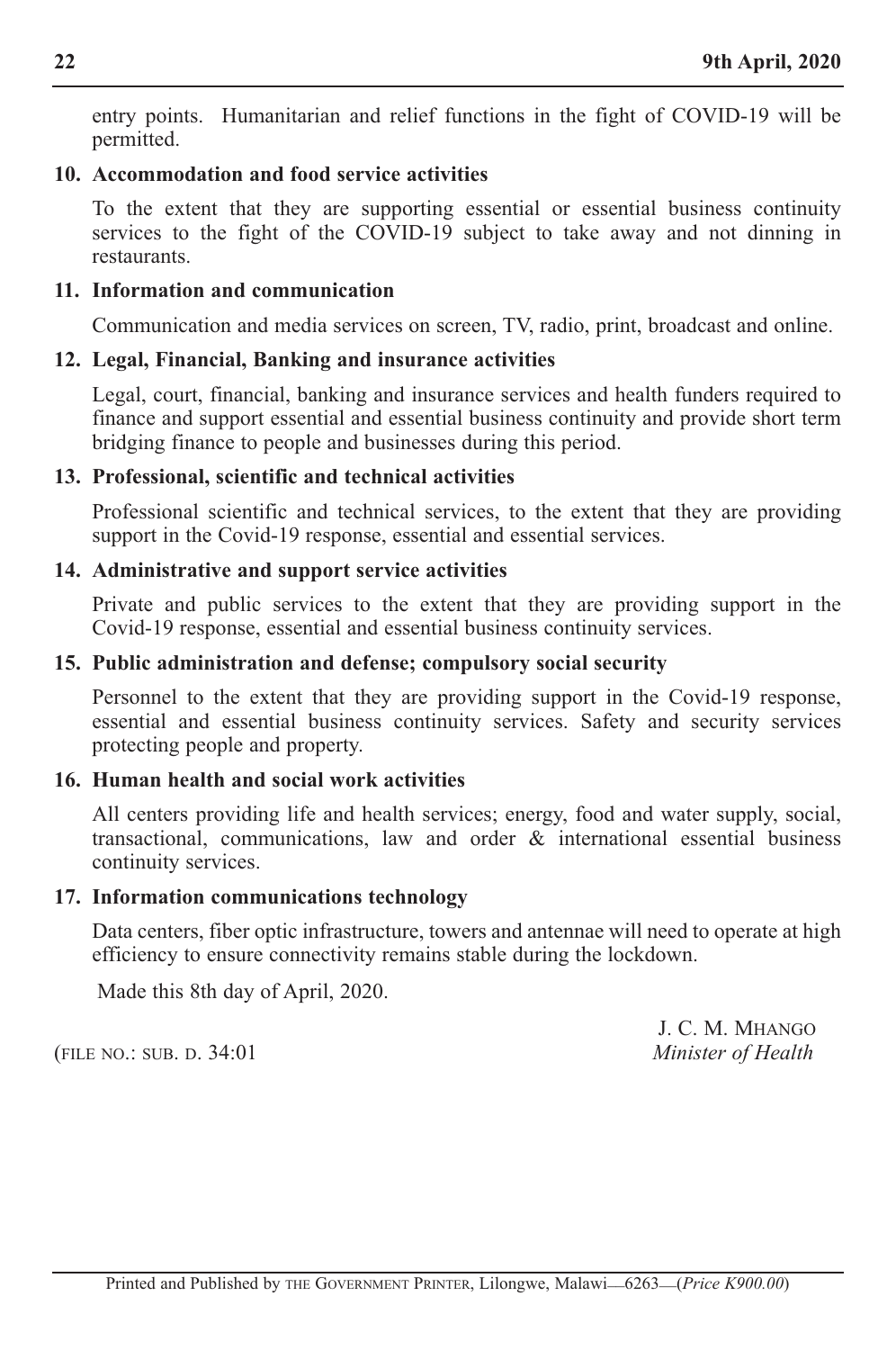entry points. Humanitarian and relief functions in the fight of COVID-19 will be permitted.

**10. Accommodation and food service activities**

To the extent that they are supporting essential or essential business continuity services to the fight of the COVID-19 subject to take away and not dinning in restaurants.

**11. Information and communication**

Communication and media services on screen, TV, radio, print, broadcast and online.

**12. Legal, Financial, Banking and insurance activities**

Legal, court, financial, banking and insurance services and health funders required to finance and support essential and essential business continuity and provide short term bridging finance to people and businesses during this period.

**13. Professional, scientific and technical activities**

Professional scientific and technical services, to the extent that they are providing support in the Covid-19 response, essential and essential services.

**14. Administrative and support service activities**

Private and public services to the extent that they are providing support in the Covid-19 response, essential and essential business continuity services.

**15. Public administration and defense; compulsory social security**

Personnel to the extent that they are providing support in the Covid-19 response, essential and essential business continuity services. Safety and security services protecting people and property.

**16. Human health and social work activities**

All centers providing life and health services; energy, food and water supply, social, transactional, communications, law and order & international essential business continuity services.

**17. Information communications technology**

Data centers, fiber optic infrastructure, towers and antennae will need to operate at high efficiency to ensure connectivity remains stable during the lockdown.

Made this 8th day of April, 2020.

J. C. M. MHANGO
*Minister of Health*

(FILE NO.: SUB. D. 34:01

Printed and Published by THE GOVERNMENT PRINTER, Lilongwe, Malawi—6263—(*Price K900.00*)